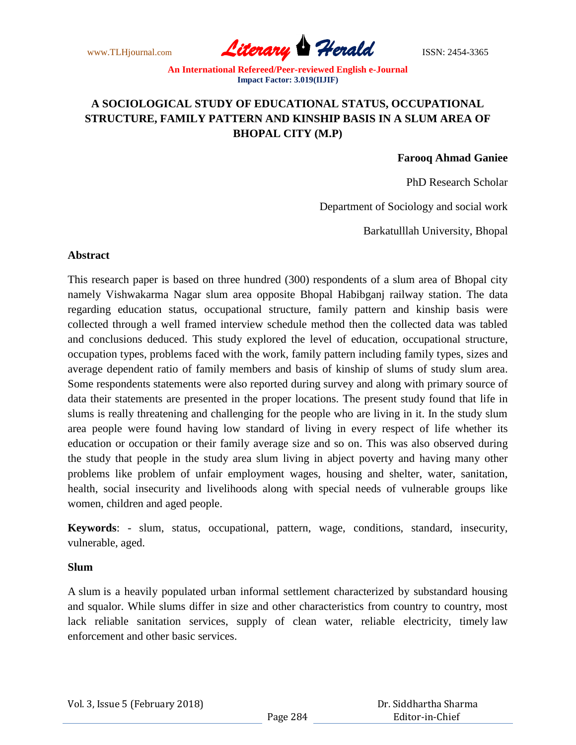# A SOCIOLOGICAL STUDY OF EDUCATIONAL STATUS, OCCUPATIONAL STRUCTURE, FAMILY PATTERN AND KINSHIP BASIS IN A SLUM AREA OF BHOPAL CITY (M.P)

**Farooq Ahmad Ganiee**

PhD Research Scholar

Department of Sociology and social work

Barkatulllah University, Bhopal

## Abstract

This research paper is based on three hundred (300) respondents of a slum area of Bhopal city namely Vishwakarma Nagar slum area opposite Bhopal Habibganj railway station. The data regarding education status, occupational structure, family pattern and kinship basis were collected through a well framed interview schedule method then the collected data was tabled and conclusions deduced. This study explored the level of education, occupational structure, occupation types, problems faced with the work, family pattern including family types, sizes and average dependent ratio of family members and basis of kinship of slums of study slum area. Some respondents statements were also reported during survey and along with primary source of data their statements are presented in the proper locations. The present study found that life in slums is really threatening and challenging for the people who are living in it. In the study slum area people were found having low standard of living in every respect of life whether its education or occupation or their family average size and so on. This was also observed during the study that people in the study area slum living in abject poverty and having many other problems like problem of unfair employment wages, housing and shelter, water, sanitation, health, social insecurity and livelihoods along with special needs of vulnerable groups like women, children and aged people.

**Keywords**: - slum, status, occupational, pattern, wage, conditions, standard, insecurity, vulnerable, aged.

## Slum

A slum is a heavily populated urban informal settlement characterized by substandard housing and squalor. While slums differ in size and other characteristics from country to country, most lack reliable sanitation services, supply of clean water, reliable electricity, timely law enforcement and other basic services.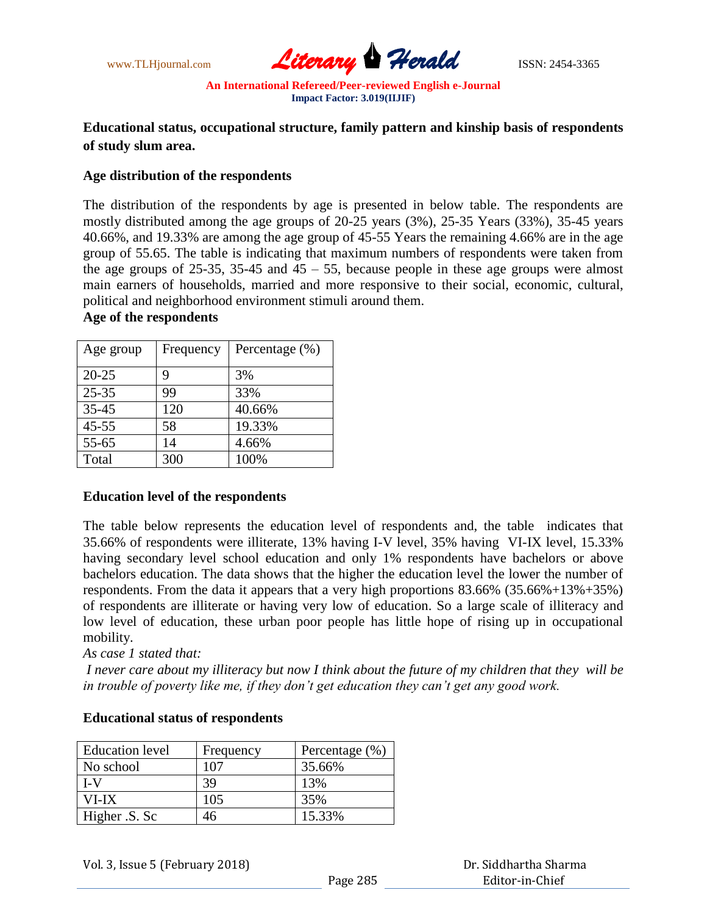**Educational status, occupational structure, family pattern and kinship basis of respondents of study slum area.**

**Age distribution of the respondents**

The distribution of the respondents by age is presented in below table. The respondents are mostly distributed among the age groups of 20-25 years (3%), 25-35 Years (33%), 35-45 years 40.66%, and 19.33% are among the age group of 45-55 Years the remaining 4.66% are in the age group of 55.65. The table is indicating that maximum numbers of respondents were taken from the age groups of 25-35, 35-45 and 45 – 55, because people in these age groups were almost main earners of households, married and more responsive to their social, economic, cultural, political and neighborhood environment stimuli around them.

**Age of the respondents**

| Age group | Frequency | Percentage (%) |
|---|---|---|
| 20-25 | 9 | 3% |
| 25-35 | 99 | 33% |
| 35-45 | 120 | 40.66% |
| 45-55 | 58 | 19.33% |
| 55-65 | 14 | 4.66% |
| Total | 300 | 100% |

**Education level of the respondents**

The table below represents the education level of respondents and, the table indicates that 35.66% of respondents were illiterate, 13% having I-V level, 35% having VI-IX level, 15.33% having secondary level school education and only 1% respondents have bachelors or above bachelors education. The data shows that the higher the education level the lower the number of respondents. From the data it appears that a very high proportions 83.66% (35.66%+13%+35%) of respondents are illiterate or having very low of education. So a large scale of illiteracy and low level of education, these urban poor people has little hope of rising up in occupational mobility.

*As case 1 stated that:*

*I never care about my illiteracy but now I think about the future of my children that they will be in trouble of poverty like me, if they don't get education they can't get any good work.*

**Educational status of respondents**

| Education level | Frequency | Percentage (%) |
|---|---|---|
| No school | 107 | 35.66% |
| I-V | 39 | 13% |
| VI-IX | 105 | 35% |
| Higher .S. Sc | 46 | 15.33% |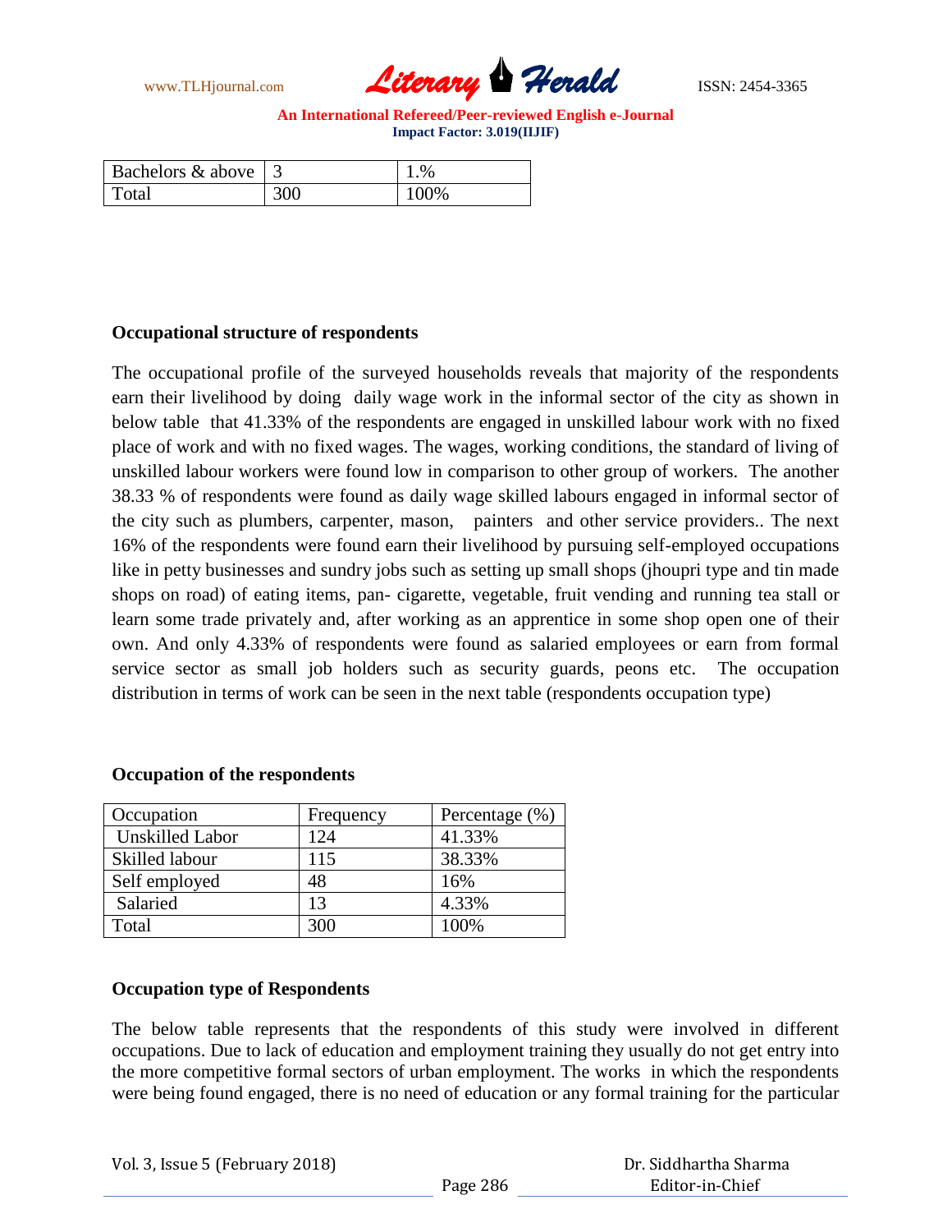| Bachelors & above | 3 | 1.% |
|---|---|---|
| Total | 300 | 100% |

**Occupational structure of respondents**

The occupational profile of the surveyed households reveals that majority of the respondents earn their livelihood by doing daily wage work in the informal sector of the city as shown in below table that 41.33% of the respondents are engaged in unskilled labour work with no fixed place of work and with no fixed wages. The wages, working conditions, the standard of living of unskilled labour workers were found low in comparison to other group of workers. The another 38.33 % of respondents were found as daily wage skilled labours engaged in informal sector of the city such as plumbers, carpenter, mason, painters and other service providers.. The next 16% of the respondents were found earn their livelihood by pursuing self-employed occupations like in petty businesses and sundry jobs such as setting up small shops (jhoupri type and tin made shops on road) of eating items, pan- cigarette, vegetable, fruit vending and running tea stall or learn some trade privately and, after working as an apprentice in some shop open one of their own. And only 4.33% of respondents were found as salaried employees or earn from formal service sector as small job holders such as security guards, peons etc. The occupation distribution in terms of work can be seen in the next table (respondents occupation type)

**Occupation of the respondents**

| Occupation | Frequency | Percentage (%) |
|---|---|---|
| Unskilled Labor | 124 | 41.33% |
| Skilled labour | 115 | 38.33% |
| Self employed | 48 | 16% |
| Salaried | 13 | 4.33% |
| Total | 300 | 100% |

**Occupation type of Respondents**

The below table represents that the respondents of this study were involved in different occupations. Due to lack of education and employment training they usually do not get entry into the more competitive formal sectors of urban employment. The works in which the respondents were being found engaged, there is no need of education or any formal training for the particular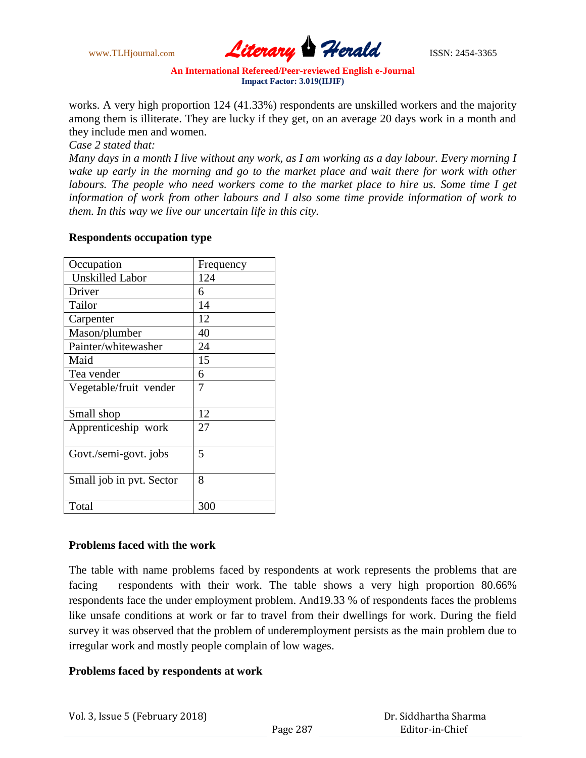works. A very high proportion 124 (41.33%) respondents are unskilled workers and the majority among them is illiterate. They are lucky if they get, on an average 20 days work in a month and they include men and women.

*Case 2 stated that:*

*Many days in a month I live without any work, as I am working as a day labour. Every morning I wake up early in the morning and go to the market place and wait there for work with other labours. The people who need workers come to the market place to hire us. Some time I get information of work from other labours and I also some time provide information of work to them. In this way we live our uncertain life in this city.*

**Respondents occupation type**

| Occupation | Frequency |
|---|---|
| Unskilled Labor | 124 |
| Driver | 6 |
| Tailor | 14 |
| Carpenter | 12 |
| Mason/plumber | 40 |
| Painter/whitewasher | 24 |
| Maid | 15 |
| Tea vender | 6 |
| Vegetable/fruit vender | 7 |
| Small shop | 12 |
| Apprenticeship work | 27 |
| Govt./semi-govt. jobs | 5 |
| Small job in pvt. Sector | 8 |
| Total | 300 |

**Problems faced with the work**

The table with name problems faced by respondents at work represents the problems that are facing respondents with their work. The table shows a very high proportion 80.66% respondents face the under employment problem. And19.33 % of respondents faces the problems like unsafe conditions at work or far to travel from their dwellings for work. During the field survey it was observed that the problem of underemployment persists as the main problem due to irregular work and mostly people complain of low wages.

**Problems faced by respondents at work**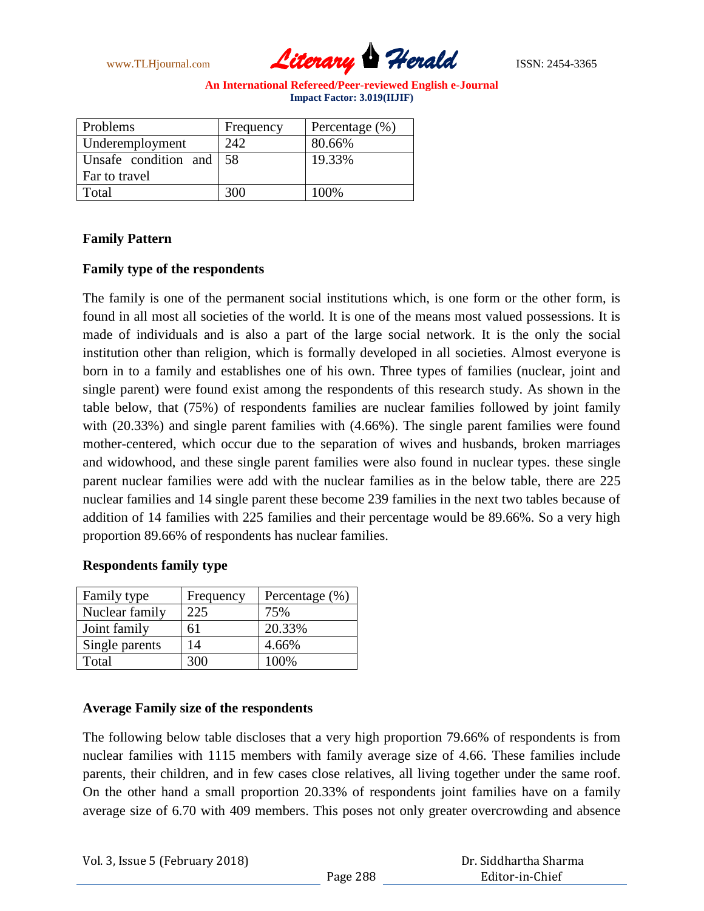| Problems | Frequency | Percentage (%) |
|---|---|---|
| Underemployment | 242 | 80.66% |
| Unsafe condition and Far to travel | 58 | 19.33% |
| Total | 300 | 100% |

**Family Pattern**

**Family type of the respondents**

The family is one of the permanent social institutions which, is one form or the other form, is found in all most all societies of the world. It is one of the means most valued possessions. It is made of individuals and is also a part of the large social network. It is the only the social institution other than religion, which is formally developed in all societies. Almost everyone is born in to a family and establishes one of his own. Three types of families (nuclear, joint and single parent) were found exist among the respondents of this research study. As shown in the table below, that (75%) of respondents families are nuclear families followed by joint family with (20.33%) and single parent families with (4.66%). The single parent families were found mother-centered, which occur due to the separation of wives and husbands, broken marriages and widowhood, and these single parent families were also found in nuclear types. these single parent nuclear families were add with the nuclear families as in the below table, there are 225 nuclear families and 14 single parent these become 239 families in the next two tables because of addition of 14 families with 225 families and their percentage would be 89.66%. So a very high proportion 89.66% of respondents has nuclear families.

**Respondents family type**

| Family type | Frequency | Percentage (%) |
|---|---|---|
| Nuclear family | 225 | 75% |
| Joint family | 61 | 20.33% |
| Single parents | 14 | 4.66% |
| Total | 300 | 100% |

**Average Family size of the respondents**

The following below table discloses that a very high proportion 79.66% of respondents is from nuclear families with 1115 members with family average size of 4.66. These families include parents, their children, and in few cases close relatives, all living together under the same roof. On the other hand a small proportion 20.33% of respondents joint families have on a family average size of 6.70 with 409 members. This poses not only greater overcrowding and absence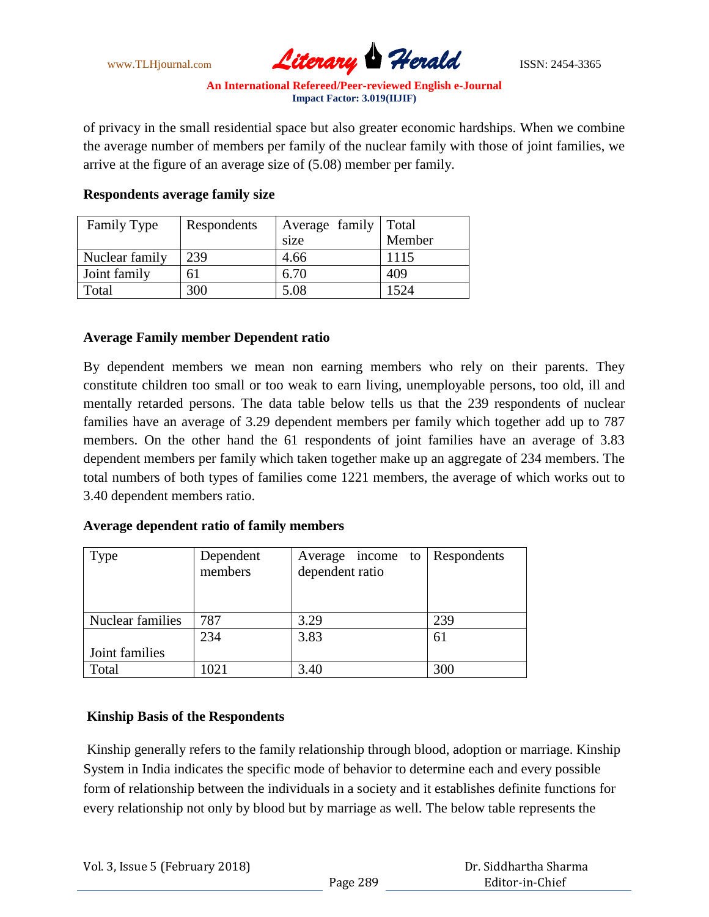of privacy in the small residential space but also greater economic hardships. When we combine the average number of members per family of the nuclear family with those of joint families, we arrive at the figure of an average size of (5.08) member per family.

**Respondents average family size**

| Family Type | Respondents | Average family size | Total Member |
|---|---|---|---|
| Nuclear family | 239 | 4.66 | 1115 |
| Joint family | 61 | 6.70 | 409 |
| Total | 300 | 5.08 | 1524 |

**Average Family member Dependent ratio**

By dependent members we mean non earning members who rely on their parents. They constitute children too small or too weak to earn living, unemployable persons, too old, ill and mentally retarded persons. The data table below tells us that the 239 respondents of nuclear families have an average of 3.29 dependent members per family which together add up to 787 members. On the other hand the 61 respondents of joint families have an average of 3.83 dependent members per family which taken together make up an aggregate of 234 members. The total numbers of both types of families come 1221 members, the average of which works out to 3.40 dependent members ratio.

**Average dependent ratio of family members**

| Type | Dependent members | Average income to dependent ratio | Respondents |
|---|---|---|---|
| Nuclear families | 787 | 3.29 | 239 |
| Joint families | 234 | 3.83 | 61 |
| Total | 1021 | 3.40 | 300 |

**Kinship Basis of the Respondents**

Kinship generally refers to the family relationship through blood, adoption or marriage. Kinship System in India indicates the specific mode of behavior to determine each and every possible form of relationship between the individuals in a society and it establishes definite functions for every relationship not only by blood but by marriage as well. The below table represents the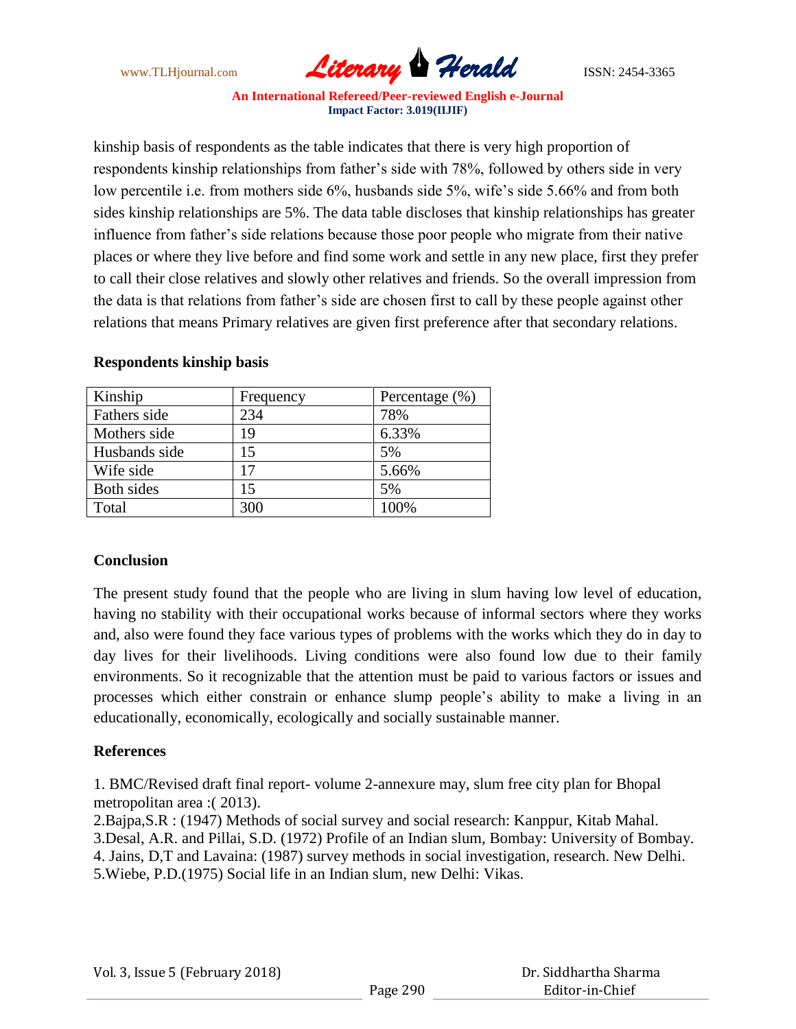kinship basis of respondents as the table indicates that there is very high proportion of respondents kinship relationships from father's side with 78%, followed by others side in very low percentile i.e. from mothers side 6%, husbands side 5%, wife's side 5.66% and from both sides kinship relationships are 5%. The data table discloses that kinship relationships has greater influence from father's side relations because those poor people who migrate from their native places or where they live before and find some work and settle in any new place, first they prefer to call their close relatives and slowly other relatives and friends. So the overall impression from the data is that relations from father's side are chosen first to call by these people against other relations that means Primary relatives are given first preference after that secondary relations.

**Respondents kinship basis**

| Kinship | Frequency | Percentage (%) |
|---|---|---|
| Fathers side | 234 | 78% |
| Mothers side | 19 | 6.33% |
| Husbands side | 15 | 5% |
| Wife side | 17 | 5.66% |
| Both sides | 15 | 5% |
| Total | 300 | 100% |

## Conclusion

The present study found that the people who are living in slum having low level of education, having no stability with their occupational works because of informal sectors where they works and, also were found they face various types of problems with the works which they do in day to day lives for their livelihoods. Living conditions were also found low due to their family environments. So it recognizable that the attention must be paid to various factors or issues and processes which either constrain or enhance slump people's ability to make a living in an educationally, economically, ecologically and socially sustainable manner.

## References

1. BMC/Revised draft final report- volume 2-annexure may, slum free city plan for Bhopal metropolitan area :( 2013).
2.Bajpa,S.R : (1947) Methods of social survey and social research: Kanppur, Kitab Mahal.
3.Desal, A.R. and Pillai, S.D. (1972) Profile of an Indian slum, Bombay: University of Bombay.
4. Jains, D,T and Lavaina: (1987) survey methods in social investigation, research. New Delhi.
5.Wiebe, P.D.(1975) Social life in an Indian slum, new Delhi: Vikas.